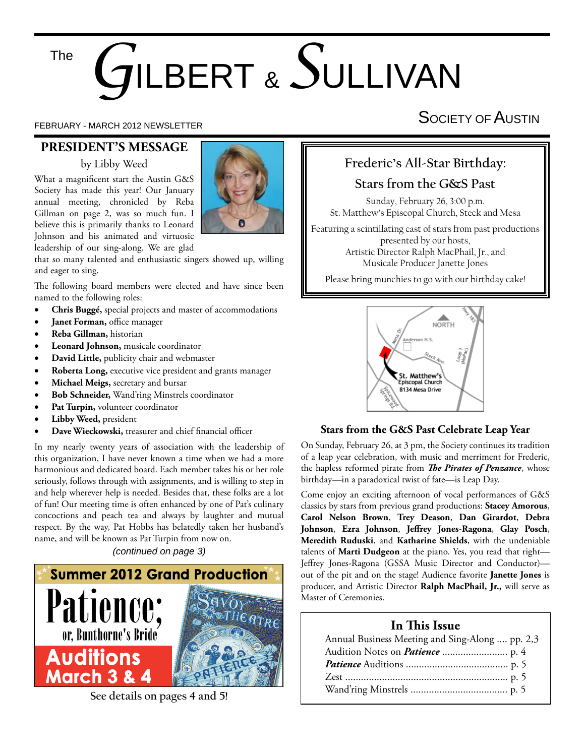# The Gilbert & Sullivan Society of Austin

FEBRUARY - MARCH 2012 NEWSLETTER

## PRESIDENT'S MESSAGE

by Libby Weed

What a magnificent start the Austin G&S Society has made this year! Our January annual meeting, chronicled by Reba Gillman on page 2, was so much fun. I believe this is primarily thanks to Leonard Johnson and his animated and virtuosic leadership of our sing-along. We are glad that so many talented and enthusiastic singers showed up, willing and eager to sing.

The following board members were elected and have since been named to the following roles:

- **Chris Buggé,** special projects and master of accommodations
- **Janet Forman,** office manager
- **Reba Gillman,** historian
- **Leonard Johnson,** musicale coordinator
- **David Little,** publicity chair and webmaster
- **Roberta Long,** executive vice president and grants manager
- **Michael Meigs,** secretary and bursar
- **Bob Schneider,** Wand'ring Minstrels coordinator
- **Pat Turpin,** volunteer coordinator
- **Libby Weed,** president
- **Dave Wieckowski,** treasurer and chief financial officer

In my nearly twenty years of association with the leadership of this organization, I have never known a time when we had a more harmonious and dedicated board. Each member takes his or her role seriously, follows through with assignments, and is willing to step in and help wherever help is needed. Besides that, these folks are a lot of fun! Our meeting time is often enhanced by one of Pat's culinary concoctions and peach tea and always by laughter and mutual respect. By the way, Pat Hobbs has belatedly taken her husband's name, and will be known as Pat Turpin from now on.

*(continued on page 3)*

**Summer 2012 Grand Production**

**Patience; or, Bunthorne's Bride**

**Auditions March 3 & 4**

See details on pages 4 and 5!

---

## Frederic's All-Star Birthday: Stars from the G&S Past

Sunday, February 26, 3:00 p.m.
St. Matthew's Episcopal Church, Steck and Mesa

Featuring a scintillating cast of stars from past productions presented by our hosts,
Artistic Director Ralph MacPhail, Jr., and
Musicale Producer Janette Jones

Please bring munchies to go with our birthday cake!

NORTH · Hwy 183 · Mesa Dr. · Anderson H.S. · Steck Ave. · Loop 1 (MoPac) · Spicewood Springs Rd. · St. Matthew's Episcopal Church 8134 Mesa Drive

### Stars from the G&S Past Celebrate Leap Year

On Sunday, February 26, at 3 pm, the Society continues its tradition of a leap year celebration, with music and merriment for Frederic, the hapless reformed pirate from ***The Pirates of Penzance***, whose birthday—in a paradoxical twist of fate—is Leap Day.

Come enjoy an exciting afternoon of vocal performances of G&S classics by stars from previous grand productions: **Stacey Amorous**, **Carol Nelson Brown**, **Trey Deason**, **Dan Girardot**, **Debra Johnson**, **Ezra Johnson**, **Jeffrey Jones-Ragona**, **Glay Posch**, **Meredith Ruduski**, and **Katharine Shields**, with the undeniable talents of **Marti Dudgeon** at the piano. Yes, you read that right—Jeffrey Jones-Ragona (GSSA Music Director and Conductor)—out of the pit and on the stage! Audience favorite **Janette Jones** is producer, and Artistic Director **Ralph MacPhail, Jr.,** will serve as Master of Ceremonies.

### In This Issue

Annual Business Meeting and Sing-Along .... pp. 2,3
Audition Notes on ***Patience*** .......................... p. 4
***Patience*** Auditions ....................................... p. 5
Zest ............................................................... p. 5
Wand'ring Minstrels ..................................... p. 5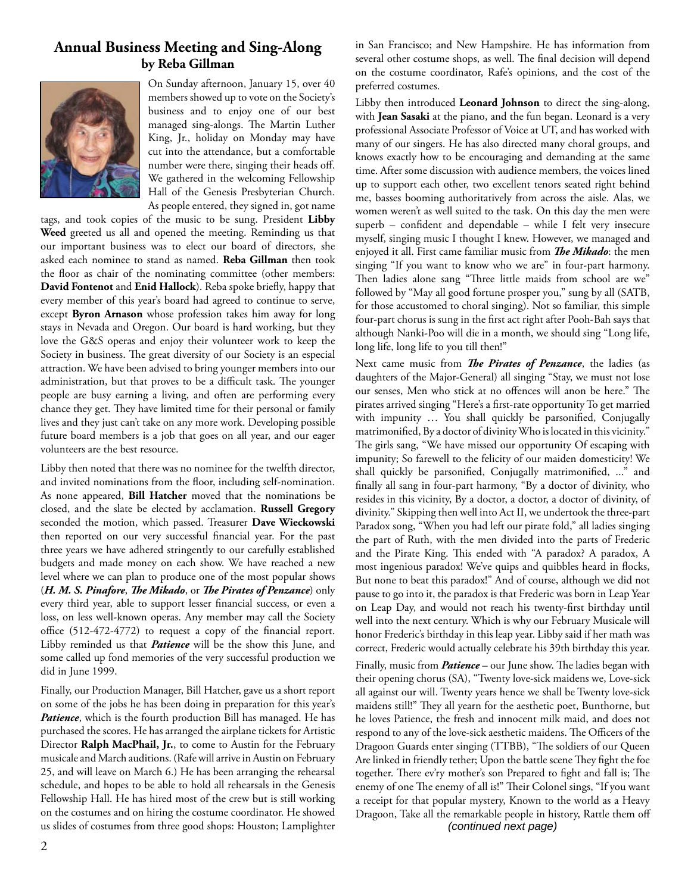## Annual Business Meeting and Sing-Along
### by Reba Gillman

On Sunday afternoon, January 15, over 40 members showed up to vote on the Society's business and to enjoy one of our best managed sing-alongs. The Martin Luther King, Jr., holiday on Monday may have cut into the attendance, but a comfortable number were there, singing their heads off. We gathered in the welcoming Fellowship Hall of the Genesis Presbyterian Church. As people entered, they signed in, got name tags, and took copies of the music to be sung. President **Libby Weed** greeted us all and opened the meeting. Reminding us that our important business was to elect our board of directors, she asked each nominee to stand as named. **Reba Gillman** then took the floor as chair of the nominating committee (other members: **David Fontenot** and **Enid Hallock**). Reba spoke briefly, happy that every member of this year's board had agreed to continue to serve, except **Byron Arnason** whose profession takes him away for long stays in Nevada and Oregon. Our board is hard working, but they love the G&S operas and enjoy their volunteer work to keep the Society in business. The great diversity of our Society is an especial attraction. We have been advised to bring younger members into our administration, but that proves to be a difficult task. The younger people are busy earning a living, and often are performing every chance they get. They have limited time for their personal or family lives and they just can't take on any more work. Developing possible future board members is a job that goes on all year, and our eager volunteers are the best resource.

Libby then noted that there was no nominee for the twelfth director, and invited nominations from the floor, including self-nomination. As none appeared, **Bill Hatcher** moved that the nominations be closed, and the slate be elected by acclamation. **Russell Gregory** seconded the motion, which passed. Treasurer **Dave Wieckowski** then reported on our very successful financial year. For the past three years we have adhered stringently to our carefully established budgets and made money on each show. We have reached a new level where we can plan to produce one of the most popular shows (***H. M. S. Pinafore***, ***The Mikado***, or ***The Pirates of Penzance***) only every third year, able to support lesser financial success, or even a loss, on less well-known operas. Any member may call the Society office (512-472-4772) to request a copy of the financial report. Libby reminded us that ***Patience*** will be the show this June, and some called up fond memories of the very successful production we did in June 1999.

Finally, our Production Manager, Bill Hatcher, gave us a short report on some of the jobs he has been doing in preparation for this year's ***Patience***, which is the fourth production Bill has managed. He has purchased the scores. He has arranged the airplane tickets for Artistic Director **Ralph MacPhail, Jr.**, to come to Austin for the February musicale and March auditions. (Rafe will arrive in Austin on February 25, and will leave on March 6.) He has been arranging the rehearsal schedule, and hopes to be able to hold all rehearsals in the Genesis Fellowship Hall. He has hired most of the crew but is still working on the costumes and on hiring the costume coordinator. He showed us slides of costumes from three good shops: Houston; Lamplighter in San Francisco; and New Hampshire. He has information from several other costume shops, as well. The final decision will depend on the costume coordinator, Rafe's opinions, and the cost of the preferred costumes.

Libby then introduced **Leonard Johnson** to direct the sing-along, with **Jean Sasaki** at the piano, and the fun began. Leonard is a very professional Associate Professor of Voice at UT, and has worked with many of our singers. He has also directed many choral groups, and knows exactly how to be encouraging and demanding at the same time. After some discussion with audience members, the voices lined up to support each other, two excellent tenors seated right behind me, basses booming authoritatively from across the aisle. Alas, we women weren't as well suited to the task. On this day the men were superb – confident and dependable – while I felt very insecure myself, singing music I thought I knew. However, we managed and enjoyed it all. First came familiar music from ***The Mikado***: the men singing "If you want to know who we are" in four-part harmony. Then ladies alone sang "Three little maids from school are we" followed by "May all good fortune prosper you," sung by all (SATB, for those accustomed to choral singing). Not so familiar, this simple four-part chorus is sung in the first act right after Pooh-Bah says that although Nanki-Poo will die in a month, we should sing "Long life, long life, long life to you till then!"

Next came music from ***The Pirates of Penzance***, the ladies (as daughters of the Major-General) all singing "Stay, we must not lose our senses, Men who stick at no offences will anon be here." The pirates arrived singing "Here's a first-rate opportunity To get married with impunity … You shall quickly be parsonified, Conjugally matrimonified, By a doctor of divinity Who is located in this vicinity." The girls sang, "We have missed our opportunity Of escaping with impunity; So farewell to the felicity of our maiden domesticity! We shall quickly be parsonified, Conjugally matrimonified, ..." and finally all sang in four-part harmony, "By a doctor of divinity, who resides in this vicinity, By a doctor, a doctor, a doctor of divinity, of divinity." Skipping then well into Act II, we undertook the three-part Paradox song, "When you had left our pirate fold," all ladies singing the part of Ruth, with the men divided into the parts of Frederic and the Pirate King. This ended with "A paradox? A paradox, A most ingenious paradox! We've quips and quibbles heard in flocks, But none to beat this paradox!" And of course, although we did not pause to go into it, the paradox is that Frederic was born in Leap Year on Leap Day, and would not reach his twenty-first birthday until well into the next century. Which is why our February Musicale will honor Frederic's birthday in this leap year. Libby said if her math was correct, Frederic would actually celebrate his 39th birthday this year.

Finally, music from ***Patience*** – our June show. The ladies began with their opening chorus (SA), "Twenty love-sick maidens we, Love-sick all against our will. Twenty years hence we shall be Twenty love-sick maidens still!" They all yearn for the aesthetic poet, Bunthorne, but he loves Patience, the fresh and innocent milk maid, and does not respond to any of the love-sick aesthetic maidens. The Officers of the Dragoon Guards enter singing (TTBB), "The soldiers of our Queen Are linked in friendly tether; Upon the battle scene They fight the foe together. There ev'ry mother's son Prepared to fight and fall is; The enemy of one The enemy of all is!" Their Colonel sings, "If you want a receipt for that popular mystery, Known to the world as a Heavy Dragoon, Take all the remarkable people in history, Rattle them off

*(continued next page)*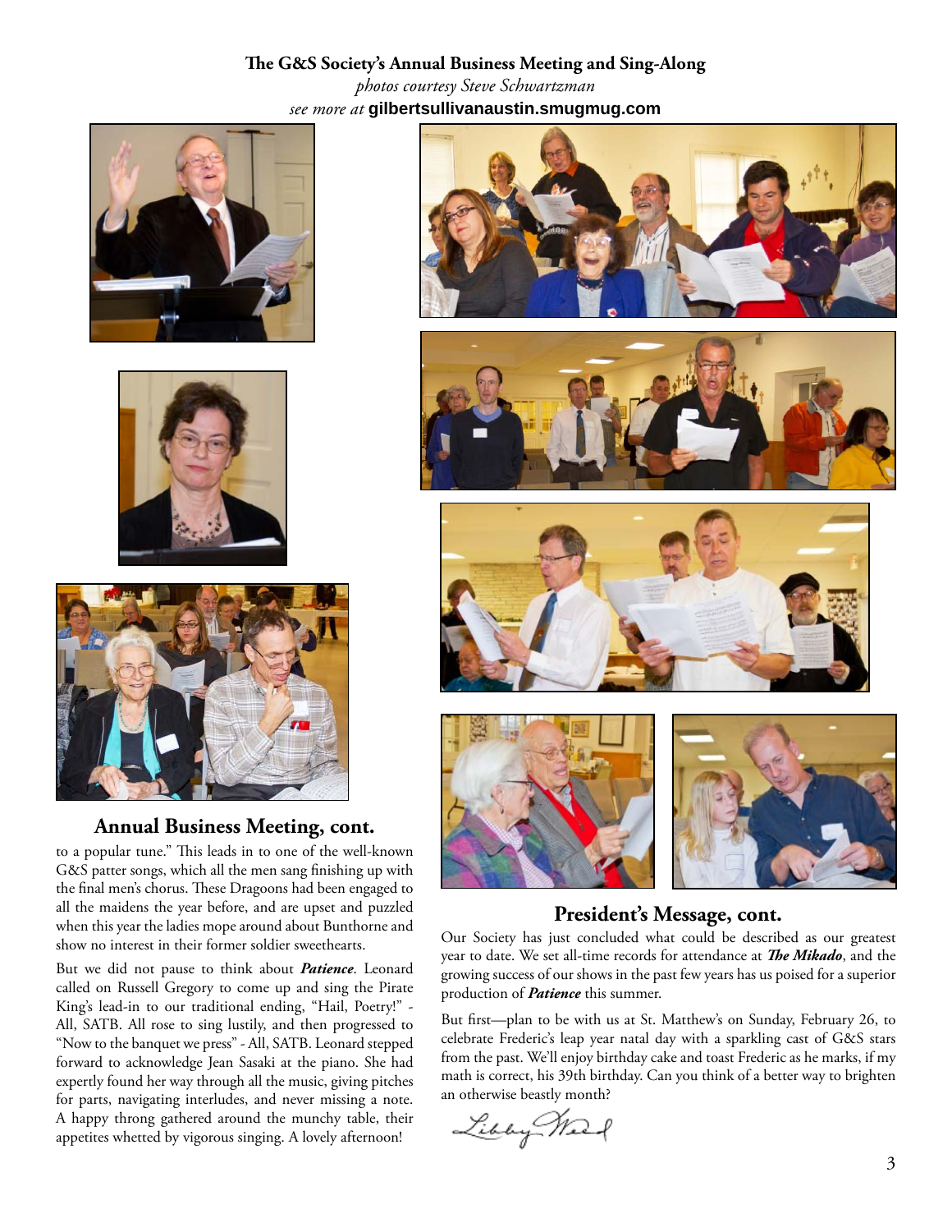**The G&S Society's Annual Business Meeting and Sing-Along**

*photos courtesy Steve Schwartzman*

*see more at* **gilbertsullivanaustin.smugmug.com**

## Annual Business Meeting, cont.

to a popular tune." This leads in to one of the well-known G&S patter songs, which all the men sang finishing up with the final men's chorus. These Dragoons had been engaged to all the maidens the year before, and are upset and puzzled when this year the ladies mope around about Bunthorne and show no interest in their former soldier sweethearts.

But we did not pause to think about ***Patience***. Leonard called on Russell Gregory to come up and sing the Pirate King's lead-in to our traditional ending, "Hail, Poetry!" - All, SATB. All rose to sing lustily, and then progressed to "Now to the banquet we press" - All, SATB. Leonard stepped forward to acknowledge Jean Sasaki at the piano. She had expertly found her way through all the music, giving pitches for parts, navigating interludes, and never missing a note. A happy throng gathered around the munchy table, their appetites whetted by vigorous singing. A lovely afternoon!

## President's Message, cont.

Our Society has just concluded what could be described as our greatest year to date. We set all-time records for attendance at ***The Mikado***, and the growing success of our shows in the past few years has us poised for a superior production of ***Patience*** this summer.

But first—plan to be with us at St. Matthew's on Sunday, February 26, to celebrate Frederic's leap year natal day with a sparkling cast of G&S stars from the past. We'll enjoy birthday cake and toast Frederic as he marks, if my math is correct, his 39th birthday. Can you think of a better way to brighten an otherwise beastly month?

*Libby Weed*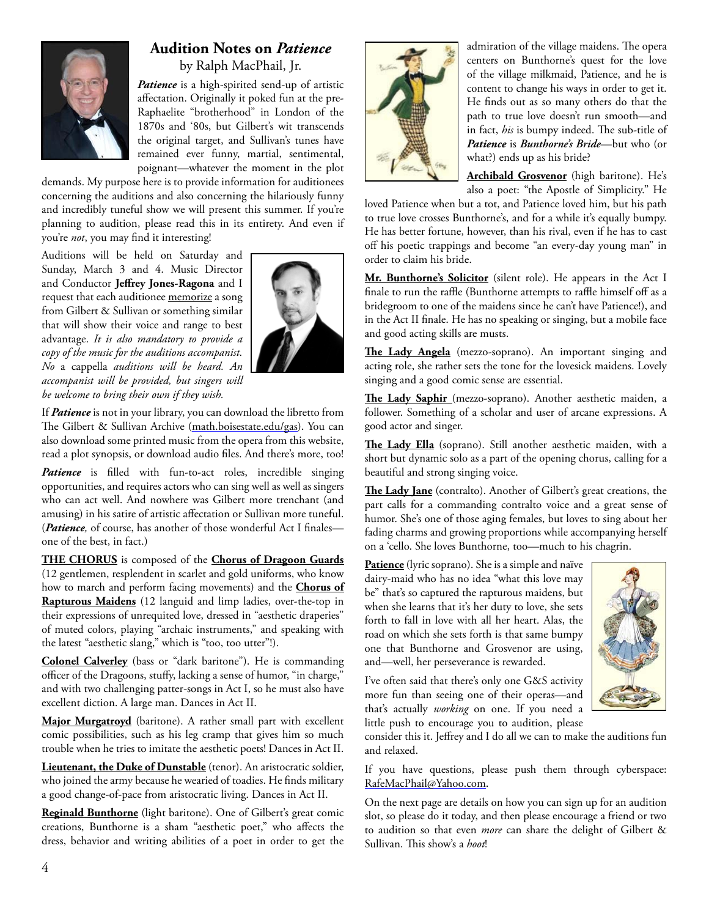## Audition Notes on *Patience*

by Ralph MacPhail, Jr.

***Patience*** is a high-spirited send-up of artistic affectation. Originally it poked fun at the pre-Raphaelite "brotherhood" in London of the 1870s and '80s, but Gilbert's wit transcends the original target, and Sullivan's tunes have remained ever funny, martial, sentimental, poignant—whatever the moment in the plot demands. My purpose here is to provide information for auditionees concerning the auditions and also concerning the hilariously funny and incredibly tuneful show we will present this summer. If you're planning to audition, please read this in its entirety. And even if you're *not*, you may find it interesting!

Auditions will be held on Saturday and Sunday, March 3 and 4. Music Director and Conductor **Jeffrey Jones-Ragona** and I request that each auditionee memorize a song from Gilbert & Sullivan or something similar that will show their voice and range to best advantage. *It is also mandatory to provide a copy of the music for the auditions accompanist. No* a cappella *auditions will be heard. An accompanist will be provided, but singers will be welcome to bring their own if they wish.*

If ***Patience*** is not in your library, you can download the libretto from The Gilbert & Sullivan Archive (math.boisestate.edu/gas). You can also download some printed music from the opera from this website, read a plot synopsis, or download audio files. And there's more, too!

***Patience*** is filled with fun-to-act roles, incredible singing opportunities, and requires actors who can sing well as well as singers who can act well. And nowhere was Gilbert more trenchant (and amusing) in his satire of artistic affectation or Sullivan more tuneful. (***Patience****,* of course, has another of those wonderful Act I finales—one of the best, in fact.)

**THE CHORUS** is composed of the **Chorus of Dragoon Guards** (12 gentlemen, resplendent in scarlet and gold uniforms, who know how to march and perform facing movements) and the **Chorus of Rapturous Maidens** (12 languid and limp ladies, over-the-top in their expressions of unrequited love, dressed in "aesthetic draperies" of muted colors, playing "archaic instruments," and speaking with the latest "aesthetic slang," which is "too, too utter"!).

**Colonel Calverley** (bass or "dark baritone"). He is commanding officer of the Dragoons, stuffy, lacking a sense of humor, "in charge," and with two challenging patter-songs in Act I, so he must also have excellent diction. A large man. Dances in Act II.

**Major Murgatroyd** (baritone). A rather small part with excellent comic possibilities, such as his leg cramp that gives him so much trouble when he tries to imitate the aesthetic poets! Dances in Act II.

**Lieutenant, the Duke of Dunstable** (tenor). An aristocratic soldier, who joined the army because he wearied of toadies. He finds military a good change-of-pace from aristocratic living. Dances in Act II.

**Reginald Bunthorne** (light baritone). One of Gilbert's great comic creations, Bunthorne is a sham "aesthetic poet," who affects the dress, behavior and writing abilities of a poet in order to get the admiration of the village maidens. The opera centers on Bunthorne's quest for the love of the village milkmaid, Patience, and he is content to change his ways in order to get it. He finds out as so many others do that the path to true love doesn't run smooth—and in fact, *his* is bumpy indeed. The sub-title of ***Patience*** is ***Bunthorne's Bride***—but who (or what?) ends up as his bride?

**Archibald Grosvenor** (high baritone). He's also a poet: "the Apostle of Simplicity." He loved Patience when but a tot, and Patience loved him, but his path to true love crosses Bunthorne's, and for a while it's equally bumpy. He has better fortune, however, than his rival, even if he has to cast off his poetic trappings and become "an every-day young man" in order to claim his bride.

**Mr. Bunthorne's Solicitor** (silent role). He appears in the Act I finale to run the raffle (Bunthorne attempts to raffle himself off as a bridegroom to one of the maidens since he can't have Patience!), and in the Act II finale. He has no speaking or singing, but a mobile face and good acting skills are musts.

**The Lady Angela** (mezzo-soprano). An important singing and acting role, she rather sets the tone for the lovesick maidens. Lovely singing and a good comic sense are essential.

**The Lady Saphir** (mezzo-soprano). Another aesthetic maiden, a follower. Something of a scholar and user of arcane expressions. A good actor and singer.

**The Lady Ella** (soprano). Still another aesthetic maiden, with a short but dynamic solo as a part of the opening chorus, calling for a beautiful and strong singing voice.

**The Lady Jane** (contralto). Another of Gilbert's great creations, the part calls for a commanding contralto voice and a great sense of humor. She's one of those aging females, but loves to sing about her fading charms and growing proportions while accompanying herself on a 'cello. She loves Bunthorne, too—much to his chagrin.

**Patience** (lyric soprano). She is a simple and naïve dairy-maid who has no idea "what this love may be" that's so captured the rapturous maidens, but when she learns that it's her duty to love, she sets forth to fall in love with all her heart. Alas, the road on which she sets forth is that same bumpy one that Bunthorne and Grosvenor are using, and—well, her perseverance is rewarded.

I've often said that there's only one G&S activity more fun than seeing one of their operas—and that's actually *working* on one. If you need a little push to encourage you to audition, please consider this it. Jeffrey and I do all we can to make the auditions fun and relaxed.

If you have questions, please push them through cyberspace: RafeMacPhail@Yahoo.com.

On the next page are details on how you can sign up for an audition slot, so please do it today, and then please encourage a friend or two to audition so that even *more* can share the delight of Gilbert & Sullivan. This show's a *hoot*!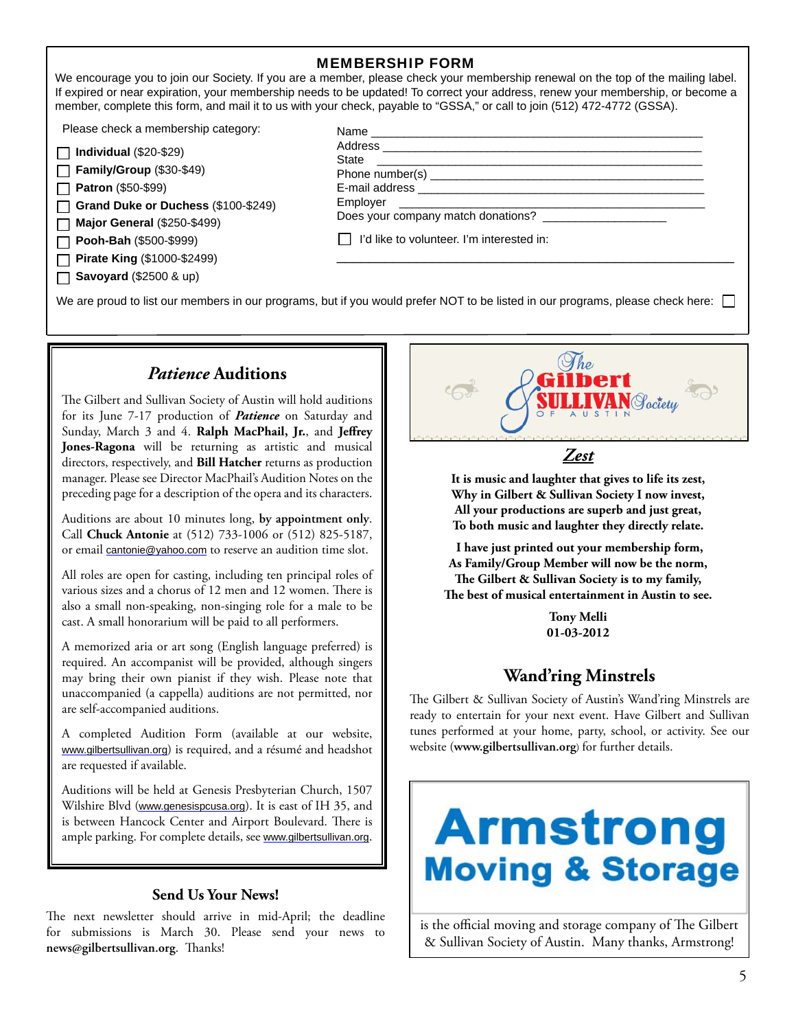## MEMBERSHIP FORM

We encourage you to join our Society. If you are a member, please check your membership renewal on the top of the mailing label. If expired or near expiration, your membership needs to be updated! To correct your address, renew your membership, or become a member, complete this form, and mail it to us with your check, payable to "GSSA," or call to join (512) 472-4772 (GSSA).

Please check a membership category:

- ☐ **Individual** ($20-$29)
- ☐ **Family/Group** ($30-$49)
- ☐ **Patron** ($50-$99)
- ☐ **Grand Duke or Duchess** ($100-$249)
- ☐ **Major General** ($250-$499)
- ☐ **Pooh-Bah** ($500-$999)
- ☐ **Pirate King** ($1000-$2499)
- ☐ **Savoyard** ($2500 & up)

Name ______________________________

Address ______________________________

State ______________________________

Phone number(s) ______________________________

E-mail address ______________________________

Employer ______________________________

Does your company match donations? ______________

☐ I'd like to volunteer. I'm interested in:

______________________________

We are proud to list our members in our programs, but if you would prefer NOT to be listed in our programs, please check here: ☐

## *Patience* Auditions

The Gilbert and Sullivan Society of Austin will hold auditions for its June 7-17 production of ***Patience*** on Saturday and Sunday, March 3 and 4. **Ralph MacPhail, Jr.**, and **Jeffrey Jones-Ragona** will be returning as artistic and musical directors, respectively, and **Bill Hatcher** returns as production manager. Please see Director MacPhail's Audition Notes on the preceding page for a description of the opera and its characters.

Auditions are about 10 minutes long, **by appointment only**. Call **Chuck Antonie** at (512) 733-1006 or (512) 825-5187, or email cantonie@yahoo.com to reserve an audition time slot.

All roles are open for casting, including ten principal roles of various sizes and a chorus of 12 men and 12 women. There is also a small non-speaking, non-singing role for a male to be cast. A small honorarium will be paid to all performers.

A memorized aria or art song (English language preferred) is required. An accompanist will be provided, although singers may bring their own pianist if they wish. Please note that unaccompanied (a cappella) auditions are not permitted, nor are self-accompanied auditions.

A completed Audition Form (available at our website, www.gilbertsullivan.org) is required, and a résumé and headshot are requested if available.

Auditions will be held at Genesis Presbyterian Church, 1507 Wilshire Blvd (www.genesispcusa.org). It is east of IH 35, and is between Hancock Center and Airport Boulevard. There is ample parking. For complete details, see www.gilbertsullivan.org.

## Send Us Your News!

The next newsletter should arrive in mid-April; the deadline for submissions is March 30. Please send your news to **news@gilbertsullivan.org**. Thanks!

The Gilbert & Sullivan Society of Austin

## *Zest*

**It is music and laughter that gives to life its zest,**
**Why in Gilbert & Sullivan Society I now invest,**
**All your productions are superb and just great,**
**To both music and laughter they directly relate.**

**I have just printed out your membership form,**
**As Family/Group Member will now be the norm,**
**The Gilbert & Sullivan Society is to my family,**
**The best of musical entertainment in Austin to see.**

**Tony Melli**
**01-03-2012**

## Wand'ring Minstrels

The Gilbert & Sullivan Society of Austin's Wand'ring Minstrels are ready to entertain for your next event. Have Gilbert and Sullivan tunes performed at your home, party, school, or activity. See our website (**www.gilbertsullivan.org**) for further details.

**Armstrong Moving & Storage**

is the official moving and storage company of The Gilbert & Sullivan Society of Austin. Many thanks, Armstrong!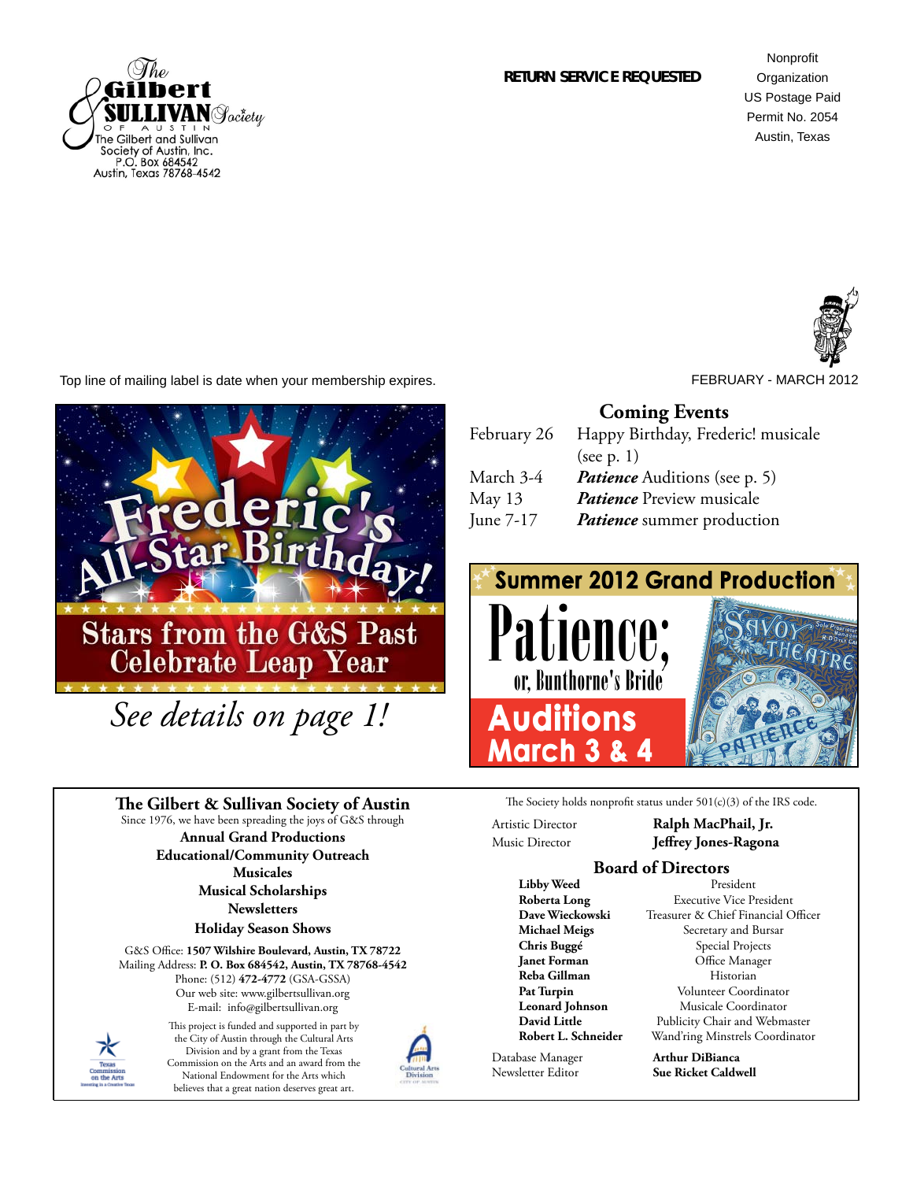The Gilbert & Sullivan Society of Austin
The Gilbert and Sullivan Society of Austin, Inc.
P.O. Box 684542
Austin, Texas 78768-4542

**RETURN SERVICE REQUESTED**

Nonprofit Organization
US Postage Paid
Permit No. 2054
Austin, Texas

Top line of mailing label is date when your membership expires.

FEBRUARY - MARCH 2012

Frederic's All-Star Birthday!
Stars from the G&S Past Celebrate Leap Year

*See details on page 1!*

## Coming Events

| | |
|---|---|
| February 26 | Happy Birthday, Frederic! musicale (see p. 1) |
| March 3-4 | ***Patience*** Auditions (see p. 5) |
| May 13 | ***Patience*** Preview musicale |
| June 7-17 | ***Patience*** summer production |

**Summer 2012 Grand Production**

Patience; or, Bunthorne's Bride

**Auditions March 3 & 4**

## The Gilbert & Sullivan Society of Austin

Since 1976, we have been spreading the joys of G&S through

**Annual Grand Productions**
**Educational/Community Outreach**
**Musicales**
**Musical Scholarships**
**Newsletters**
**Holiday Season Shows**

G&S Office: **1507 Wilshire Boulevard, Austin, TX 78722**
Mailing Address: **P. O. Box 684542, Austin, TX 78768-4542**
Phone: (512) **472-4772** (GSA-GSSA)
Our web site: www.gilbertsullivan.org
E-mail: info@gilbertsullivan.org

This project is funded and supported in part by the City of Austin through the Cultural Arts Division and by a grant from the Texas Commission on the Arts and an award from the National Endowment for the Arts which believes that a great nation deserves great art.

The Society holds nonprofit status under 501(c)(3) of the IRS code.

| | |
|---|---|
| Artistic Director | **Ralph MacPhail, Jr.** |
| Music Director | **Jeffrey Jones-Ragona** |

### Board of Directors

| | |
|---|---|
| **Libby Weed** | President |
| **Roberta Long** | Executive Vice President |
| **Dave Wieckowski** | Treasurer & Chief Financial Officer |
| **Michael Meigs** | Secretary and Bursar |
| **Chris Buggé** | Special Projects |
| **Janet Forman** | Office Manager |
| **Reba Gillman** | Historian |
| **Pat Turpin** | Volunteer Coordinator |
| **Leonard Johnson** | Musicale Coordinator |
| **David Little** | Publicity Chair and Webmaster |
| **Robert L. Schneider** | Wand'ring Minstrels Coordinator |

| | |
|---|---|
| Database Manager | **Arthur DiBianca** |
| Newsletter Editor | **Sue Ricket Caldwell** |